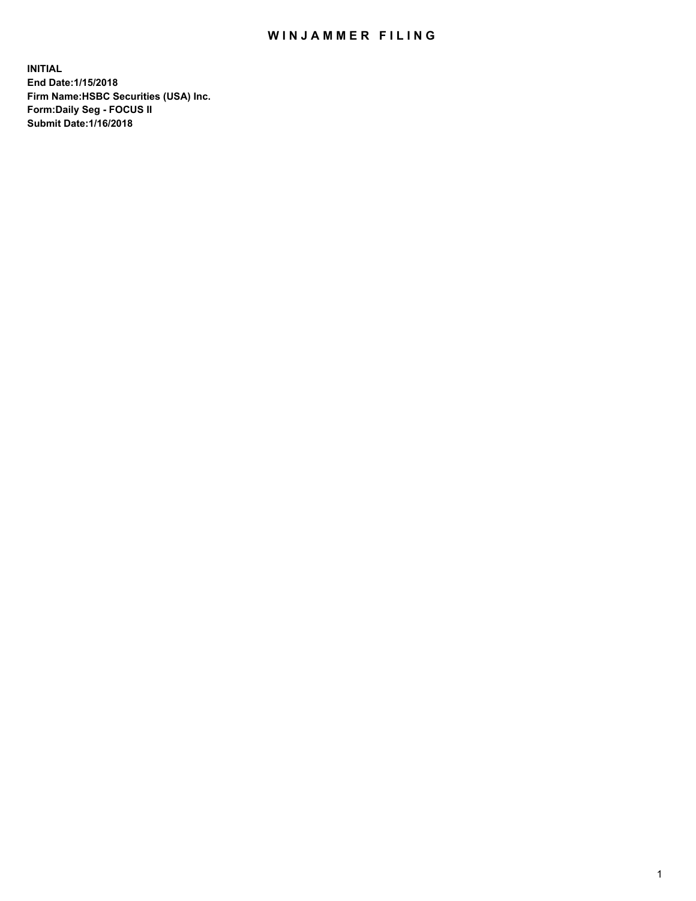# WINJAMMER FILING

**INITIAL**
**End Date:1/15/2018**
**Firm Name:HSBC Securities (USA) Inc.**
**Form:Daily Seg - FOCUS II**
**Submit Date:1/16/2018**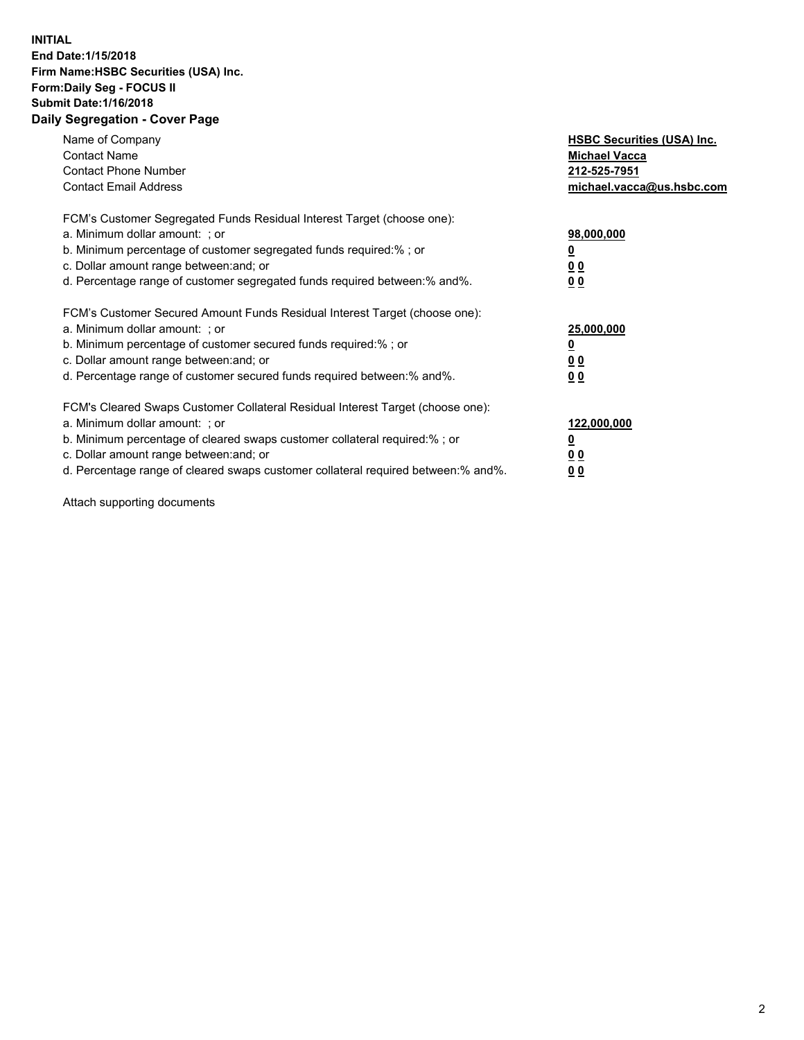**INITIAL**
**End Date:1/15/2018**
**Firm Name:HSBC Securities (USA) Inc.**
**Form:Daily Seg - FOCUS II**
**Submit Date:1/16/2018**

## Daily Segregation - Cover Page

| | |
|---|---|
| Name of Company | **HSBC Securities (USA) Inc.** |
| Contact Name | **Michael Vacca** |
| Contact Phone Number | **212-525-7951** |
| Contact Email Address | **michael.vacca@us.hsbc.com** |

FCM's Customer Segregated Funds Residual Interest Target (choose one):

| | |
|---|---|
| a. Minimum dollar amount: ; or | **98,000,000** |
| b. Minimum percentage of customer segregated funds required:% ; or | **0** |
| c. Dollar amount range between:and; or | **0 0** |
| d. Percentage range of customer segregated funds required between:% and%. | **0 0** |

FCM's Customer Secured Amount Funds Residual Interest Target (choose one):

| | |
|---|---|
| a. Minimum dollar amount: ; or | **25,000,000** |
| b. Minimum percentage of customer secured funds required:% ; or | **0** |
| c. Dollar amount range between:and; or | **0 0** |
| d. Percentage range of customer secured funds required between:% and%. | **0 0** |

FCM's Cleared Swaps Customer Collateral Residual Interest Target (choose one):

| | |
|---|---|
| a. Minimum dollar amount: ; or | **122,000,000** |
| b. Minimum percentage of cleared swaps customer collateral required:% ; or | **0** |
| c. Dollar amount range between:and; or | **0 0** |
| d. Percentage range of cleared swaps customer collateral required between:% and%. | **0 0** |

Attach supporting documents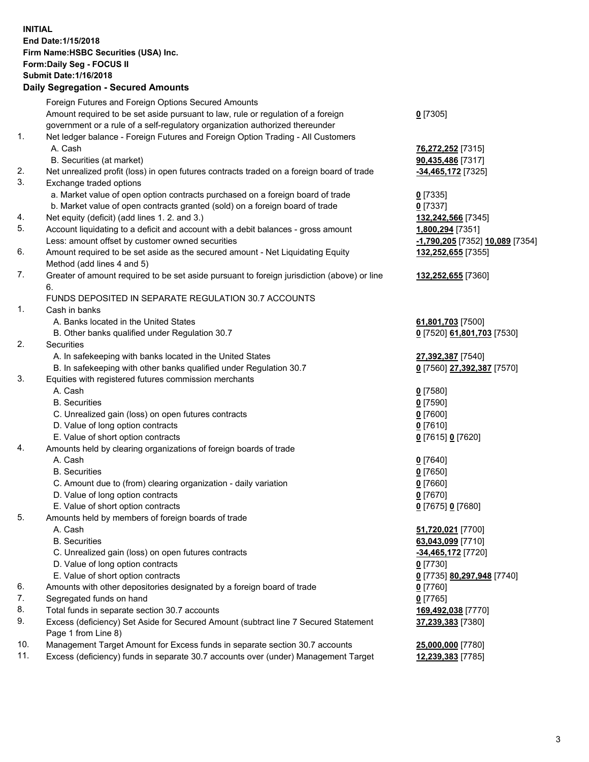**INITIAL**
**End Date:1/15/2018**
**Firm Name:HSBC Securities (USA) Inc.**
**Form:Daily Seg - FOCUS II**
**Submit Date:1/16/2018**

## Daily Segregation - Secured Amounts

| | | |
|---|---|---|
| | Foreign Futures and Foreign Options Secured Amounts | |
| | Amount required to be set aside pursuant to law, rule or regulation of a foreign government or a rule of a self-regulatory organization authorized thereunder | **0** [7305] |
| 1. | Net ledger balance - Foreign Futures and Foreign Option Trading - All Customers | |
| | A. Cash | **76,272,252** [7315] |
| | B. Securities (at market) | **90,435,486** [7317] |
| 2. | Net unrealized profit (loss) in open futures contracts traded on a foreign board of trade | **-34,465,172** [7325] |
| 3. | Exchange traded options | |
| | a. Market value of open option contracts purchased on a foreign board of trade | **0** [7335] |
| | b. Market value of open contracts granted (sold) on a foreign board of trade | **0** [7337] |
| 4. | Net equity (deficit) (add lines 1. 2. and 3.) | **132,242,566** [7345] |
| 5. | Account liquidating to a deficit and account with a debit balances - gross amount | **1,800,294** [7351] |
| | Less: amount offset by customer owned securities | **-1,790,205** [7352] **10,089** [7354] |
| 6. | Amount required to be set aside as the secured amount - Net Liquidating Equity Method (add lines 4 and 5) | **132,252,655** [7355] |
| 7. | Greater of amount required to be set aside pursuant to foreign jurisdiction (above) or line 6. | **132,252,655** [7360] |
| | FUNDS DEPOSITED IN SEPARATE REGULATION 30.7 ACCOUNTS | |
| 1. | Cash in banks | |
| | A. Banks located in the United States | **61,801,703** [7500] |
| | B. Other banks qualified under Regulation 30.7 | **0** [7520] **61,801,703** [7530] |
| 2. | Securities | |
| | A. In safekeeping with banks located in the United States | **27,392,387** [7540] |
| | B. In safekeeping with other banks qualified under Regulation 30.7 | **0** [7560] **27,392,387** [7570] |
| 3. | Equities with registered futures commission merchants | |
| | A. Cash | **0** [7580] |
| | B. Securities | **0** [7590] |
| | C. Unrealized gain (loss) on open futures contracts | **0** [7600] |
| | D. Value of long option contracts | **0** [7610] |
| | E. Value of short option contracts | **0** [7615] **0** [7620] |
| 4. | Amounts held by clearing organizations of foreign boards of trade | |
| | A. Cash | **0** [7640] |
| | B. Securities | **0** [7650] |
| | C. Amount due to (from) clearing organization - daily variation | **0** [7660] |
| | D. Value of long option contracts | **0** [7670] |
| | E. Value of short option contracts | **0** [7675] **0** [7680] |
| 5. | Amounts held by members of foreign boards of trade | |
| | A. Cash | **51,720,021** [7700] |
| | B. Securities | **63,043,099** [7710] |
| | C. Unrealized gain (loss) on open futures contracts | **-34,465,172** [7720] |
| | D. Value of long option contracts | **0** [7730] |
| | E. Value of short option contracts | **0** [7735] **80,297,948** [7740] |
| 6. | Amounts with other depositories designated by a foreign board of trade | **0** [7760] |
| 7. | Segregated funds on hand | **0** [7765] |
| 8. | Total funds in separate section 30.7 accounts | **169,492,038** [7770] |
| 9. | Excess (deficiency) Set Aside for Secured Amount (subtract line 7 Secured Statement Page 1 from Line 8) | **37,239,383** [7380] |
| 10. | Management Target Amount for Excess funds in separate section 30.7 accounts | **25,000,000** [7780] |
| 11. | Excess (deficiency) funds in separate 30.7 accounts over (under) Management Target | **12,239,383** [7785] |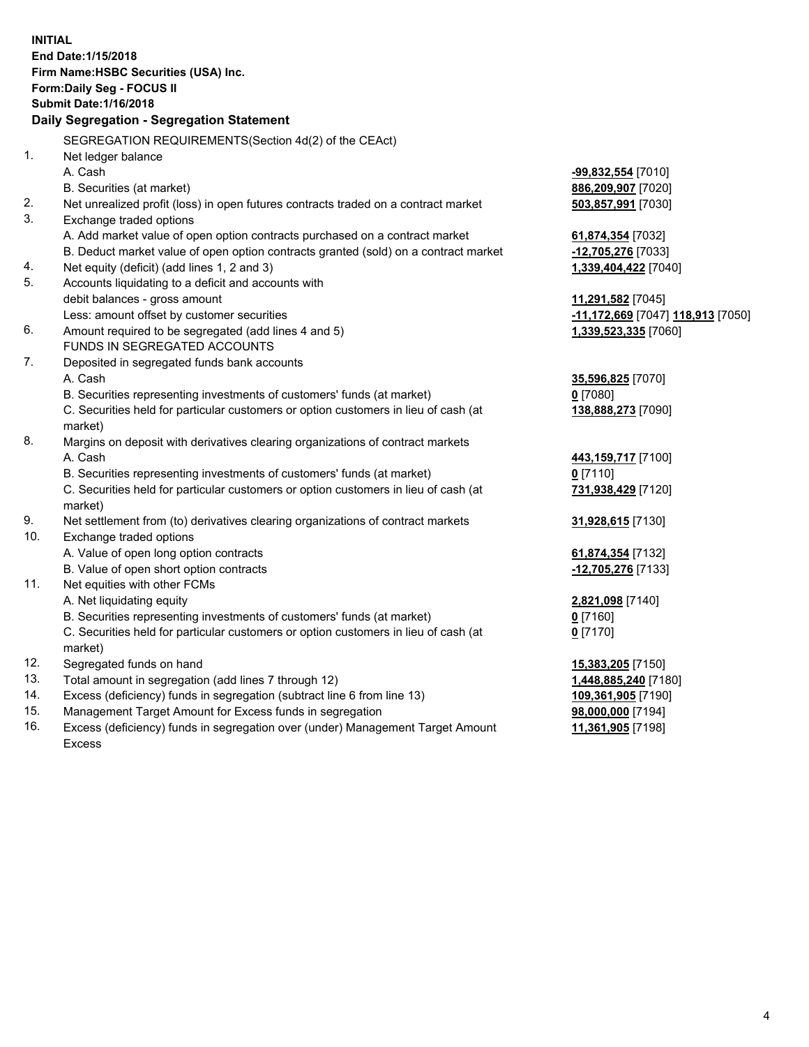**INITIAL**
**End Date:1/15/2018**
**Firm Name:HSBC Securities (USA) Inc.**
**Form:Daily Seg - FOCUS II**
**Submit Date:1/16/2018**

## Daily Segregation - Segregation Statement

SEGREGATION REQUIREMENTS(Section 4d(2) of the CEAct)

| | | |
|---|---|---|
| 1. | Net ledger balance | |
| | A. Cash | **-99,832,554** [7010] |
| | B. Securities (at market) | **886,209,907** [7020] |
| 2. | Net unrealized profit (loss) in open futures contracts traded on a contract market | **503,857,991** [7030] |
| 3. | Exchange traded options | |
| | A. Add market value of open option contracts purchased on a contract market | **61,874,354** [7032] |
| | B. Deduct market value of open option contracts granted (sold) on a contract market | **-12,705,276** [7033] |
| 4. | Net equity (deficit) (add lines 1, 2 and 3) | **1,339,404,422** [7040] |
| 5. | Accounts liquidating to a deficit and accounts with | |
| | debit balances - gross amount | **11,291,582** [7045] |
| | Less: amount offset by customer securities | **-11,172,669** [7047] **118,913** [7050] |
| 6. | Amount required to be segregated (add lines 4 and 5) | **1,339,523,335** [7060] |
| | FUNDS IN SEGREGATED ACCOUNTS | |
| 7. | Deposited in segregated funds bank accounts | |
| | A. Cash | **35,596,825** [7070] |
| | B. Securities representing investments of customers' funds (at market) | **0** [7080] |
| | C. Securities held for particular customers or option customers in lieu of cash (at market) | **138,888,273** [7090] |
| 8. | Margins on deposit with derivatives clearing organizations of contract markets | |
| | A. Cash | **443,159,717** [7100] |
| | B. Securities representing investments of customers' funds (at market) | **0** [7110] |
| | C. Securities held for particular customers or option customers in lieu of cash (at market) | **731,938,429** [7120] |
| 9. | Net settlement from (to) derivatives clearing organizations of contract markets | **31,928,615** [7130] |
| 10. | Exchange traded options | |
| | A. Value of open long option contracts | **61,874,354** [7132] |
| | B. Value of open short option contracts | **-12,705,276** [7133] |
| 11. | Net equities with other FCMs | |
| | A. Net liquidating equity | **2,821,098** [7140] |
| | B. Securities representing investments of customers' funds (at market) | **0** [7160] |
| | C. Securities held for particular customers or option customers in lieu of cash (at market) | **0** [7170] |
| 12. | Segregated funds on hand | **15,383,205** [7150] |
| 13. | Total amount in segregation (add lines 7 through 12) | **1,448,885,240** [7180] |
| 14. | Excess (deficiency) funds in segregation (subtract line 6 from line 13) | **109,361,905** [7190] |
| 15. | Management Target Amount for Excess funds in segregation | **98,000,000** [7194] |
| 16. | Excess (deficiency) funds in segregation over (under) Management Target Amount Excess | **11,361,905** [7198] |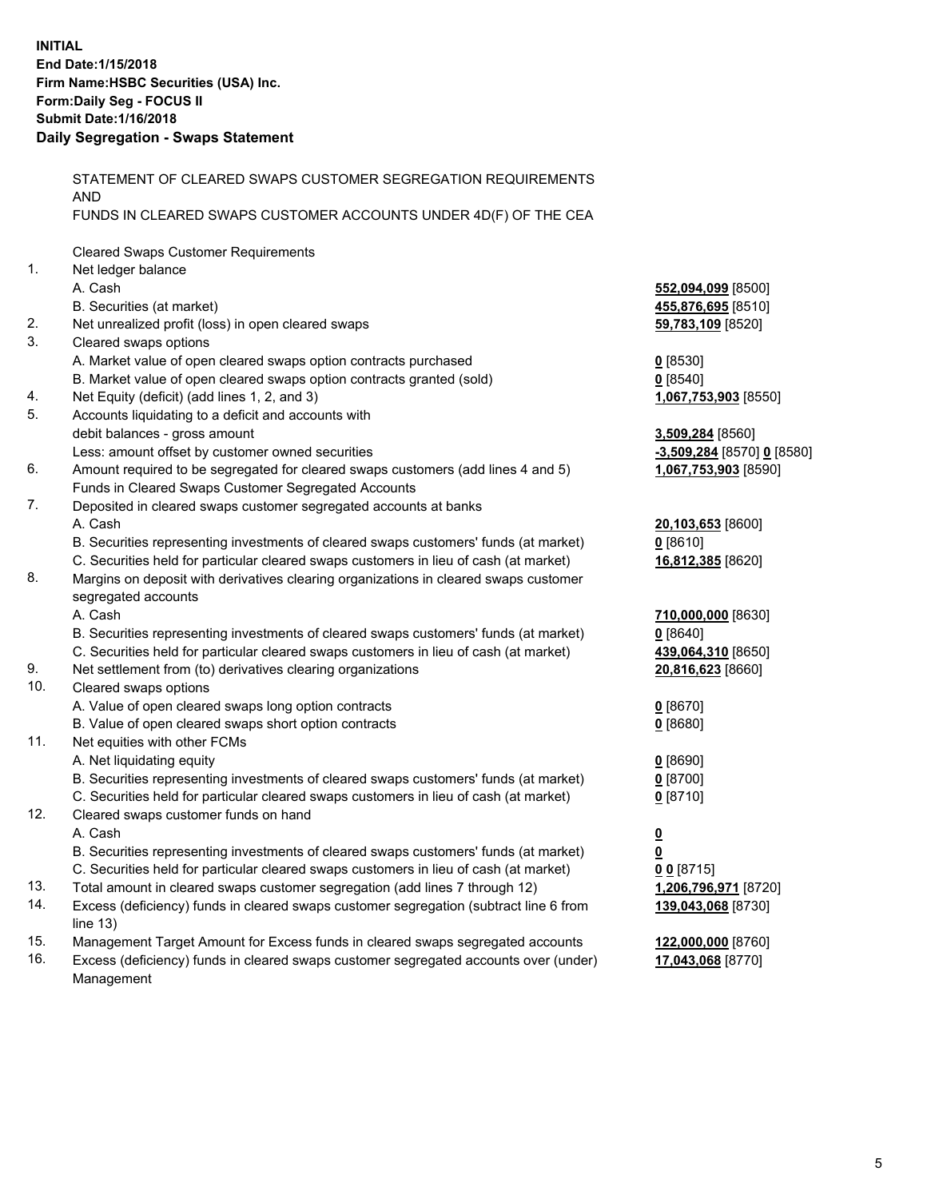**INITIAL**
**End Date:1/15/2018**
**Firm Name:HSBC Securities (USA) Inc.**
**Form:Daily Seg - FOCUS II**
**Submit Date:1/16/2018**
**Daily Segregation - Swaps Statement**

STATEMENT OF CLEARED SWAPS CUSTOMER SEGREGATION REQUIREMENTS AND FUNDS IN CLEARED SWAPS CUSTOMER ACCOUNTS UNDER 4D(F) OF THE CEA

| | | |
|---|---|---|
| | Cleared Swaps Customer Requirements | |
| 1. | Net ledger balance | |
| | A. Cash | **552,094,099** [8500] |
| | B. Securities (at market) | **455,876,695** [8510] |
| 2. | Net unrealized profit (loss) in open cleared swaps | **59,783,109** [8520] |
| 3. | Cleared swaps options | |
| | A. Market value of open cleared swaps option contracts purchased | **0** [8530] |
| | B. Market value of open cleared swaps option contracts granted (sold) | **0** [8540] |
| 4. | Net Equity (deficit) (add lines 1, 2, and 3) | **1,067,753,903** [8550] |
| 5. | Accounts liquidating to a deficit and accounts with debit balances - gross amount | **3,509,284** [8560] |
| | Less: amount offset by customer owned securities | **-3,509,284** [8570] **0** [8580] |
| 6. | Amount required to be segregated for cleared swaps customers (add lines 4 and 5) | **1,067,753,903** [8590] |
| | Funds in Cleared Swaps Customer Segregated Accounts | |
| 7. | Deposited in cleared swaps customer segregated accounts at banks | |
| | A. Cash | **20,103,653** [8600] |
| | B. Securities representing investments of cleared swaps customers' funds (at market) | **0** [8610] |
| | C. Securities held for particular cleared swaps customers in lieu of cash (at market) | **16,812,385** [8620] |
| 8. | Margins on deposit with derivatives clearing organizations in cleared swaps customer segregated accounts | |
| | A. Cash | **710,000,000** [8630] |
| | B. Securities representing investments of cleared swaps customers' funds (at market) | **0** [8640] |
| | C. Securities held for particular cleared swaps customers in lieu of cash (at market) | **439,064,310** [8650] |
| 9. | Net settlement from (to) derivatives clearing organizations | **20,816,623** [8660] |
| 10. | Cleared swaps options | |
| | A. Value of open cleared swaps long option contracts | **0** [8670] |
| | B. Value of open cleared swaps short option contracts | **0** [8680] |
| 11. | Net equities with other FCMs | |
| | A. Net liquidating equity | **0** [8690] |
| | B. Securities representing investments of cleared swaps customers' funds (at market) | **0** [8700] |
| | C. Securities held for particular cleared swaps customers in lieu of cash (at market) | **0** [8710] |
| 12. | Cleared swaps customer funds on hand | |
| | A. Cash | **0** |
| | B. Securities representing investments of cleared swaps customers' funds (at market) | **0** |
| | C. Securities held for particular cleared swaps customers in lieu of cash (at market) | **0** **0** [8715] |
| 13. | Total amount in cleared swaps customer segregation (add lines 7 through 12) | **1,206,796,971** [8720] |
| 14. | Excess (deficiency) funds in cleared swaps customer segregation (subtract line 6 from line 13) | **139,043,068** [8730] |
| 15. | Management Target Amount for Excess funds in cleared swaps segregated accounts | **122,000,000** [8760] |
| 16. | Excess (deficiency) funds in cleared swaps customer segregated accounts over (under) Management | **17,043,068** [8770] |